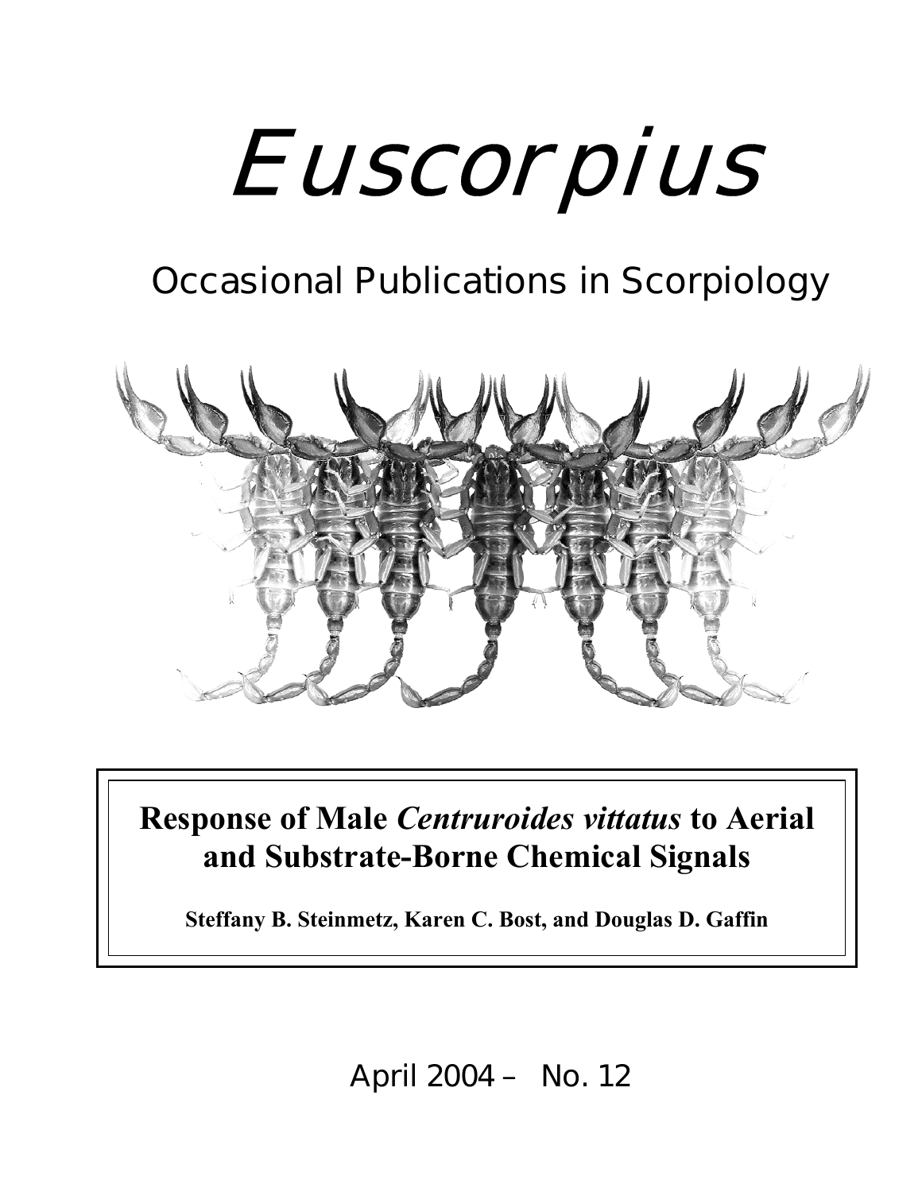# Euscorpius

## Occasional Publications in Scorpiology

**Response of Male *Centruroides vittatus* to Aerial and Substrate-Borne Chemical Signals**

**Steffany B. Steinmetz, Karen C. Bost, and Douglas D. Gaffin**

April 2004 – No. 12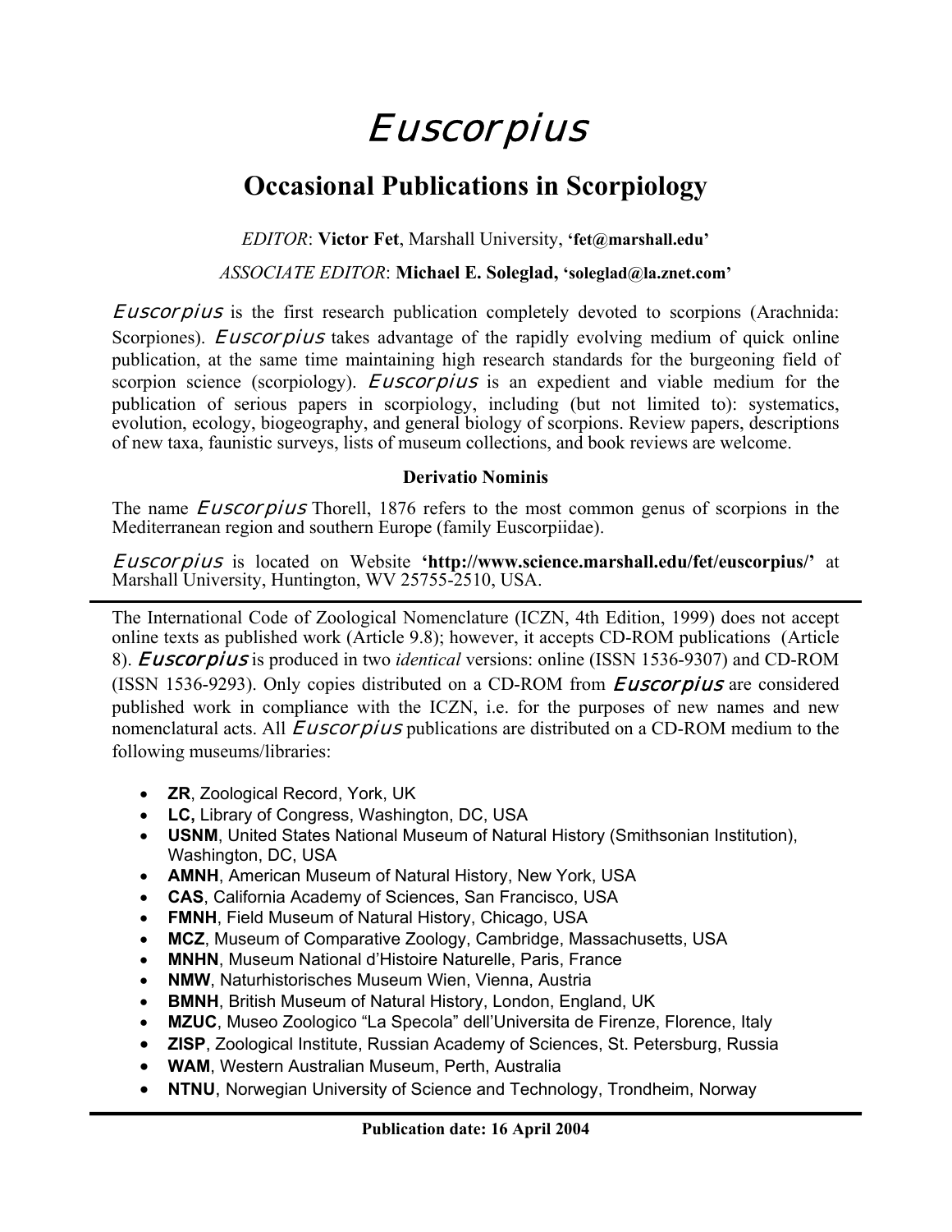# *Euscorpius*

## Occasional Publications in Scorpiology

*EDITOR*: **Victor Fet**, Marshall University, **'fet@marshall.edu'**

*ASSOCIATE EDITOR*: **Michael E. Soleglad, 'soleglad@la.znet.com'**

*Euscorpius* is the first research publication completely devoted to scorpions (Arachnida: Scorpiones). *Euscorpius* takes advantage of the rapidly evolving medium of quick online publication, at the same time maintaining high research standards for the burgeoning field of scorpion science (scorpiology). *Euscorpius* is an expedient and viable medium for the publication of serious papers in scorpiology, including (but not limited to): systematics, evolution, ecology, biogeography, and general biology of scorpions. Review papers, descriptions of new taxa, faunistic surveys, lists of museum collections, and book reviews are welcome.

**Derivatio Nominis**

The name *Euscorpius* Thorell, 1876 refers to the most common genus of scorpions in the Mediterranean region and southern Europe (family Euscorpiidae).

*Euscorpius* is located on Website **'http://www.science.marshall.edu/fet/euscorpius/'** at Marshall University, Huntington, WV 25755-2510, USA.

---

The International Code of Zoological Nomenclature (ICZN, 4th Edition, 1999) does not accept online texts as published work (Article 9.8); however, it accepts CD-ROM publications (Article 8). *Euscorpius* is produced in two *identical* versions: online (ISSN 1536-9307) and CD-ROM (ISSN 1536-9293). Only copies distributed on a CD-ROM from *Euscorpius* are considered published work in compliance with the ICZN, i.e. for the purposes of new names and new nomenclatural acts. All *Euscorpius* publications are distributed on a CD-ROM medium to the following museums/libraries:

- **ZR**, Zoological Record, York, UK
- **LC,** Library of Congress, Washington, DC, USA
- **USNM**, United States National Museum of Natural History (Smithsonian Institution), Washington, DC, USA
- **AMNH**, American Museum of Natural History, New York, USA
- **CAS**, California Academy of Sciences, San Francisco, USA
- **FMNH**, Field Museum of Natural History, Chicago, USA
- **MCZ**, Museum of Comparative Zoology, Cambridge, Massachusetts, USA
- **MNHN**, Museum National d'Histoire Naturelle, Paris, France
- **NMW**, Naturhistorisches Museum Wien, Vienna, Austria
- **BMNH**, British Museum of Natural History, London, England, UK
- **MZUC**, Museo Zoologico "La Specola" dell'Universita de Firenze, Florence, Italy
- **ZISP**, Zoological Institute, Russian Academy of Sciences, St. Petersburg, Russia
- **WAM**, Western Australian Museum, Perth, Australia
- **NTNU**, Norwegian University of Science and Technology, Trondheim, Norway

---

**Publication date: 16 April 2004**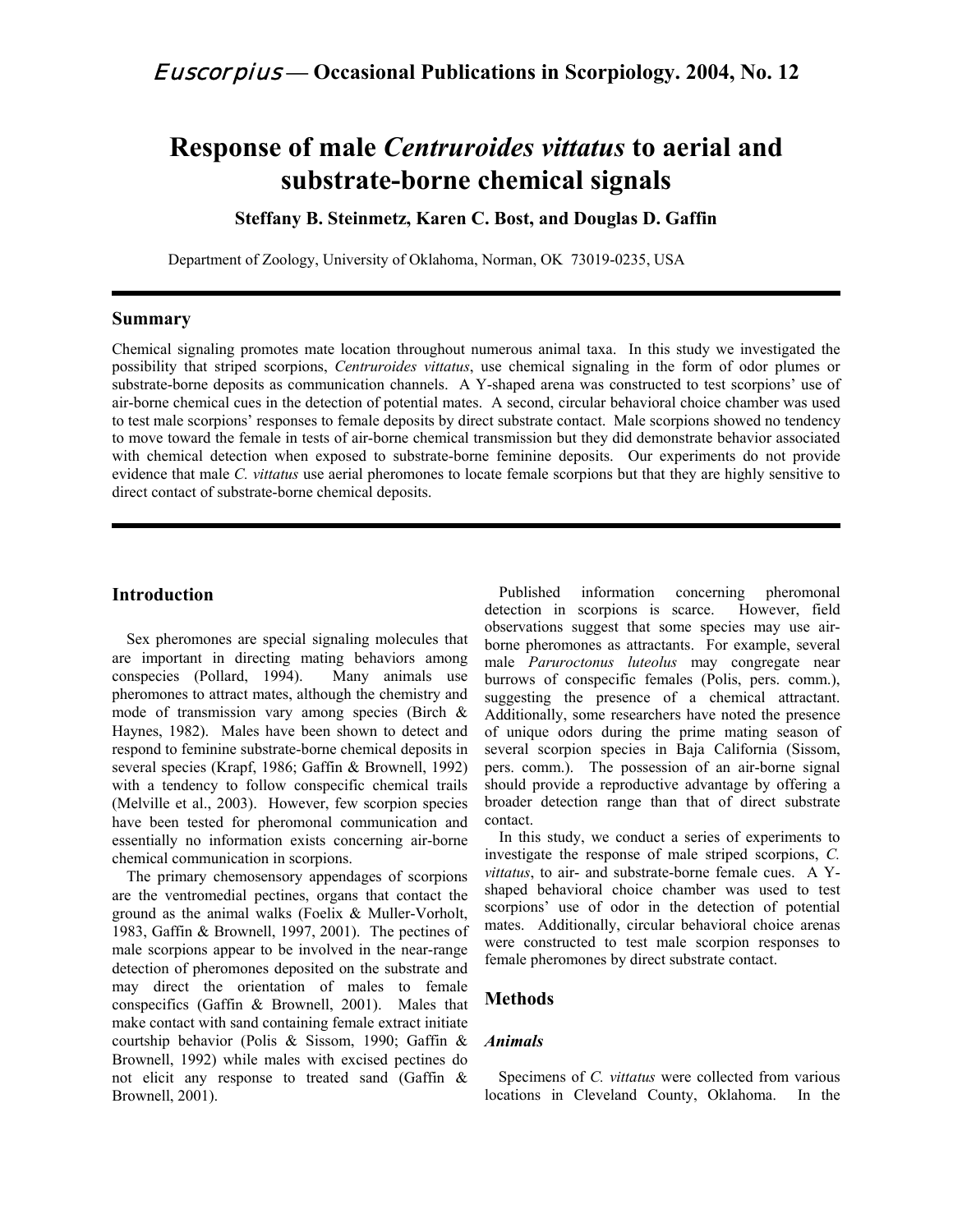# Response of male *Centruroides vittatus* to aerial and substrate-borne chemical signals

**Steffany B. Steinmetz, Karen C. Bost, and Douglas D. Gaffin**

Department of Zoology, University of Oklahoma, Norman, OK 73019-0235, USA

## Summary

Chemical signaling promotes mate location throughout numerous animal taxa. In this study we investigated the possibility that striped scorpions, *Centruroides vittatus*, use chemical signaling in the form of odor plumes or substrate-borne deposits as communication channels. A Y-shaped arena was constructed to test scorpions' use of air-borne chemical cues in the detection of potential mates. A second, circular behavioral choice chamber was used to test male scorpions' responses to female deposits by direct substrate contact. Male scorpions showed no tendency to move toward the female in tests of air-borne chemical transmission but they did demonstrate behavior associated with chemical detection when exposed to substrate-borne feminine deposits. Our experiments do not provide evidence that male *C. vittatus* use aerial pheromones to locate female scorpions but that they are highly sensitive to direct contact of substrate-borne chemical deposits.

## Introduction

Sex pheromones are special signaling molecules that are important in directing mating behaviors among conspecies (Pollard, 1994). Many animals use pheromones to attract mates, although the chemistry and mode of transmission vary among species (Birch & Haynes, 1982). Males have been shown to detect and respond to feminine substrate-borne chemical deposits in several species (Krapf, 1986; Gaffin & Brownell, 1992) with a tendency to follow conspecific chemical trails (Melville et al., 2003). However, few scorpion species have been tested for pheromonal communication and essentially no information exists concerning air-borne chemical communication in scorpions.

The primary chemosensory appendages of scorpions are the ventromedial pectines, organs that contact the ground as the animal walks (Foelix & Muller-Vorholt, 1983, Gaffin & Brownell, 1997, 2001). The pectines of male scorpions appear to be involved in the near-range detection of pheromones deposited on the substrate and may direct the orientation of males to female conspecifics (Gaffin & Brownell, 2001). Males that make contact with sand containing female extract initiate courtship behavior (Polis & Sissom, 1990; Gaffin & Brownell, 1992) while males with excised pectines do not elicit any response to treated sand (Gaffin & Brownell, 2001).

Published information concerning pheromonal detection in scorpions is scarce. However, field observations suggest that some species may use air-borne pheromones as attractants. For example, several male *Paruroctonus luteolus* may congregate near burrows of conspecific females (Polis, pers. comm.), suggesting the presence of a chemical attractant. Additionally, some researchers have noted the presence of unique odors during the prime mating season of several scorpion species in Baja California (Sissom, pers. comm.). The possession of an air-borne signal should provide a reproductive advantage by offering a broader detection range than that of direct substrate contact.

In this study, we conduct a series of experiments to investigate the response of male striped scorpions, *C. vittatus*, to air- and substrate-borne female cues. A Y-shaped behavioral choice chamber was used to test scorpions' use of odor in the detection of potential mates. Additionally, circular behavioral choice arenas were constructed to test male scorpion responses to female pheromones by direct substrate contact.

## Methods

### *Animals*

Specimens of *C. vittatus* were collected from various locations in Cleveland County, Oklahoma. In the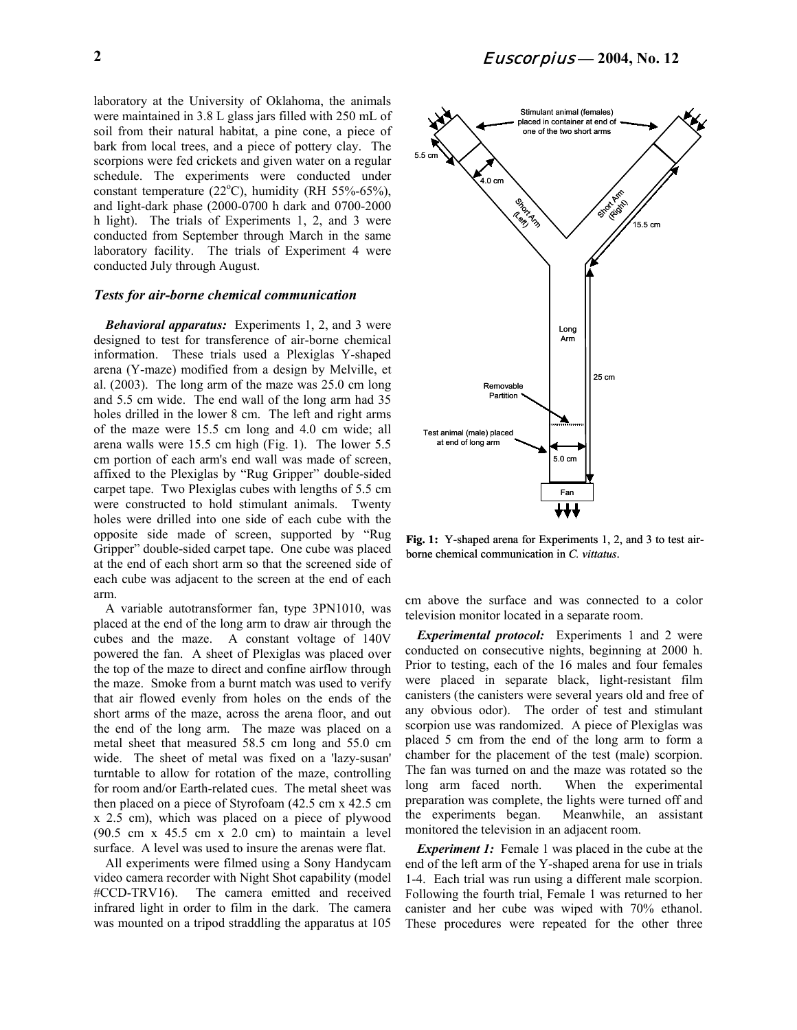laboratory at the University of Oklahoma, the animals were maintained in 3.8 L glass jars filled with 250 mL of soil from their natural habitat, a pine cone, a piece of bark from local trees, and a piece of pottery clay. The scorpions were fed crickets and given water on a regular schedule. The experiments were conducted under constant temperature (22°C), humidity (RH 55%-65%), and light-dark phase (2000-0700 h dark and 0700-2000 h light). The trials of Experiments 1, 2, and 3 were conducted from September through March in the same laboratory facility. The trials of Experiment 4 were conducted July through August.

### *Tests for air-borne chemical communication*

***Behavioral apparatus:*** Experiments 1, 2, and 3 were designed to test for transference of air-borne chemical information. These trials used a Plexiglas Y-shaped arena (Y-maze) modified from a design by Melville, et al. (2003). The long arm of the maze was 25.0 cm long and 5.5 cm wide. The end wall of the long arm had 35 holes drilled in the lower 8 cm. The left and right arms of the maze were 15.5 cm long and 4.0 cm wide; all arena walls were 15.5 cm high (Fig. 1). The lower 5.5 cm portion of each arm's end wall was made of screen, affixed to the Plexiglas by "Rug Gripper" double-sided carpet tape. Two Plexiglas cubes with lengths of 5.5 cm were constructed to hold stimulant animals. Twenty holes were drilled into one side of each cube with the opposite side made of screen, supported by "Rug Gripper" double-sided carpet tape. One cube was placed at the end of each short arm so that the screened side of each cube was adjacent to the screen at the end of each arm.

A variable autotransformer fan, type 3PN1010, was placed at the end of the long arm to draw air through the cubes and the maze. A constant voltage of 140V powered the fan. A sheet of Plexiglas was placed over the top of the maze to direct and confine airflow through the maze. Smoke from a burnt match was used to verify that air flowed evenly from holes on the ends of the short arms of the maze, across the arena floor, and out the end of the long arm. The maze was placed on a metal sheet that measured 58.5 cm long and 55.0 cm wide. The sheet of metal was fixed on a 'lazy-susan' turntable to allow for rotation of the maze, controlling for room and/or Earth-related cues. The metal sheet was then placed on a piece of Styrofoam (42.5 cm x 42.5 cm x 2.5 cm), which was placed on a piece of plywood (90.5 cm x 45.5 cm x 2.0 cm) to maintain a level surface. A level was used to insure the arenas were flat.

All experiments were filmed using a Sony Handycam video camera recorder with Night Shot capability (model #CCD-TRV16). The camera emitted and received infrared light in order to film in the dark. The camera was mounted on a tripod straddling the apparatus at 105 cm above the surface and was connected to a color television monitor located in a separate room.

**Fig. 1:** Y-shaped arena for Experiments 1, 2, and 3 to test air-borne chemical communication in *C. vittatus*.

***Experimental protocol:*** Experiments 1 and 2 were conducted on consecutive nights, beginning at 2000 h. Prior to testing, each of the 16 males and four females were placed in separate black, light-resistant film canisters (the canisters were several years old and free of any obvious odor). The order of test and stimulant scorpion use was randomized. A piece of Plexiglas was placed 5 cm from the end of the long arm to form a chamber for the placement of the test (male) scorpion. The fan was turned on and the maze was rotated so the long arm faced north. When the experimental preparation was complete, the lights were turned off and the experiments began. Meanwhile, an assistant monitored the television in an adjacent room.

***Experiment 1:*** Female 1 was placed in the cube at the end of the left arm of the Y-shaped arena for use in trials 1-4. Each trial was run using a different male scorpion. Following the fourth trial, Female 1 was returned to her canister and her cube was wiped with 70% ethanol. These procedures were repeated for the other three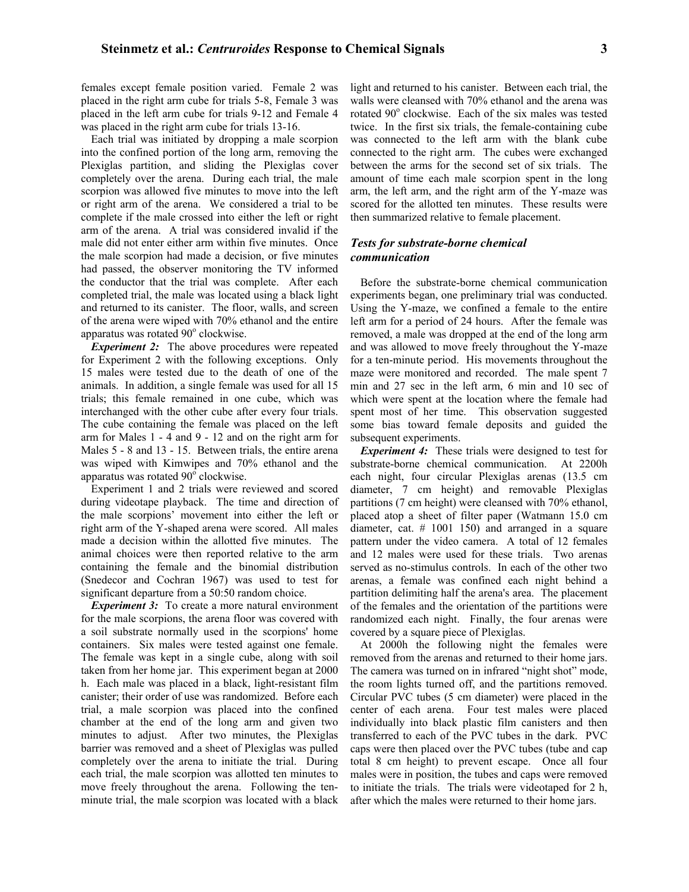females except female position varied. Female 2 was placed in the right arm cube for trials 5-8, Female 3 was placed in the left arm cube for trials 9-12 and Female 4 was placed in the right arm cube for trials 13-16.

Each trial was initiated by dropping a male scorpion into the confined portion of the long arm, removing the Plexiglas partition, and sliding the Plexiglas cover completely over the arena. During each trial, the male scorpion was allowed five minutes to move into the left or right arm of the arena. We considered a trial to be complete if the male crossed into either the left or right arm of the arena. A trial was considered invalid if the male did not enter either arm within five minutes. Once the male scorpion had made a decision, or five minutes had passed, the observer monitoring the TV informed the conductor that the trial was complete. After each completed trial, the male was located using a black light and returned to its canister. The floor, walls, and screen of the arena were wiped with 70% ethanol and the entire apparatus was rotated 90$^{o}$ clockwise.

***Experiment 2:*** The above procedures were repeated for Experiment 2 with the following exceptions. Only 15 males were tested due to the death of one of the animals. In addition, a single female was used for all 15 trials; this female remained in one cube, which was interchanged with the other cube after every four trials. The cube containing the female was placed on the left arm for Males 1 - 4 and 9 - 12 and on the right arm for Males 5 - 8 and 13 - 15. Between trials, the entire arena was wiped with Kimwipes and 70% ethanol and the apparatus was rotated 90$^{o}$ clockwise.

Experiment 1 and 2 trials were reviewed and scored during videotape playback. The time and direction of the male scorpions' movement into either the left or right arm of the Y-shaped arena were scored. All males made a decision within the allotted five minutes. The animal choices were then reported relative to the arm containing the female and the binomial distribution (Snedecor and Cochran 1967) was used to test for significant departure from a 50:50 random choice.

***Experiment 3:*** To create a more natural environment for the male scorpions, the arena floor was covered with a soil substrate normally used in the scorpions' home containers. Six males were tested against one female. The female was kept in a single cube, along with soil taken from her home jar. This experiment began at 2000 h. Each male was placed in a black, light-resistant film canister; their order of use was randomized. Before each trial, a male scorpion was placed into the confined chamber at the end of the long arm and given two minutes to adjust. After two minutes, the Plexiglas barrier was removed and a sheet of Plexiglas was pulled completely over the arena to initiate the trial. During each trial, the male scorpion was allotted ten minutes to move freely throughout the arena. Following the ten-minute trial, the male scorpion was located with a black light and returned to his canister. Between each trial, the walls were cleansed with 70% ethanol and the arena was rotated 90$^{o}$ clockwise. Each of the six males was tested twice. In the first six trials, the female-containing cube was connected to the left arm with the blank cube connected to the right arm. The cubes were exchanged between the arms for the second set of six trials. The amount of time each male scorpion spent in the long arm, the left arm, and the right arm of the Y-maze was scored for the allotted ten minutes. These results were then summarized relative to female placement.

### *Tests for substrate-borne chemical communication*

Before the substrate-borne chemical communication experiments began, one preliminary trial was conducted. Using the Y-maze, we confined a female to the entire left arm for a period of 24 hours. After the female was removed, a male was dropped at the end of the long arm and was allowed to move freely throughout the Y-maze for a ten-minute period. His movements throughout the maze were monitored and recorded. The male spent 7 min and 27 sec in the left arm, 6 min and 10 sec of which were spent at the location where the female had spent most of her time. This observation suggested some bias toward female deposits and guided the subsequent experiments.

***Experiment 4:*** These trials were designed to test for substrate-borne chemical communication. At 2200h each night, four circular Plexiglas arenas (13.5 cm diameter, 7 cm height) and removable Plexiglas partitions (7 cm height) were cleansed with 70% ethanol, placed atop a sheet of filter paper (Watmann 15.0 cm diameter, cat. # 1001 150) and arranged in a square pattern under the video camera. A total of 12 females and 12 males were used for these trials. Two arenas served as no-stimulus controls. In each of the other two arenas, a female was confined each night behind a partition delimiting half the arena's area. The placement of the females and the orientation of the partitions were randomized each night. Finally, the four arenas were covered by a square piece of Plexiglas.

At 2000h the following night the females were removed from the arenas and returned to their home jars. The camera was turned on in infrared "night shot" mode, the room lights turned off, and the partitions removed. Circular PVC tubes (5 cm diameter) were placed in the center of each arena. Four test males were placed individually into black plastic film canisters and then transferred to each of the PVC tubes in the dark. PVC caps were then placed over the PVC tubes (tube and cap total 8 cm height) to prevent escape. Once all four males were in position, the tubes and caps were removed to initiate the trials. The trials were videotaped for 2 h, after which the males were returned to their home jars.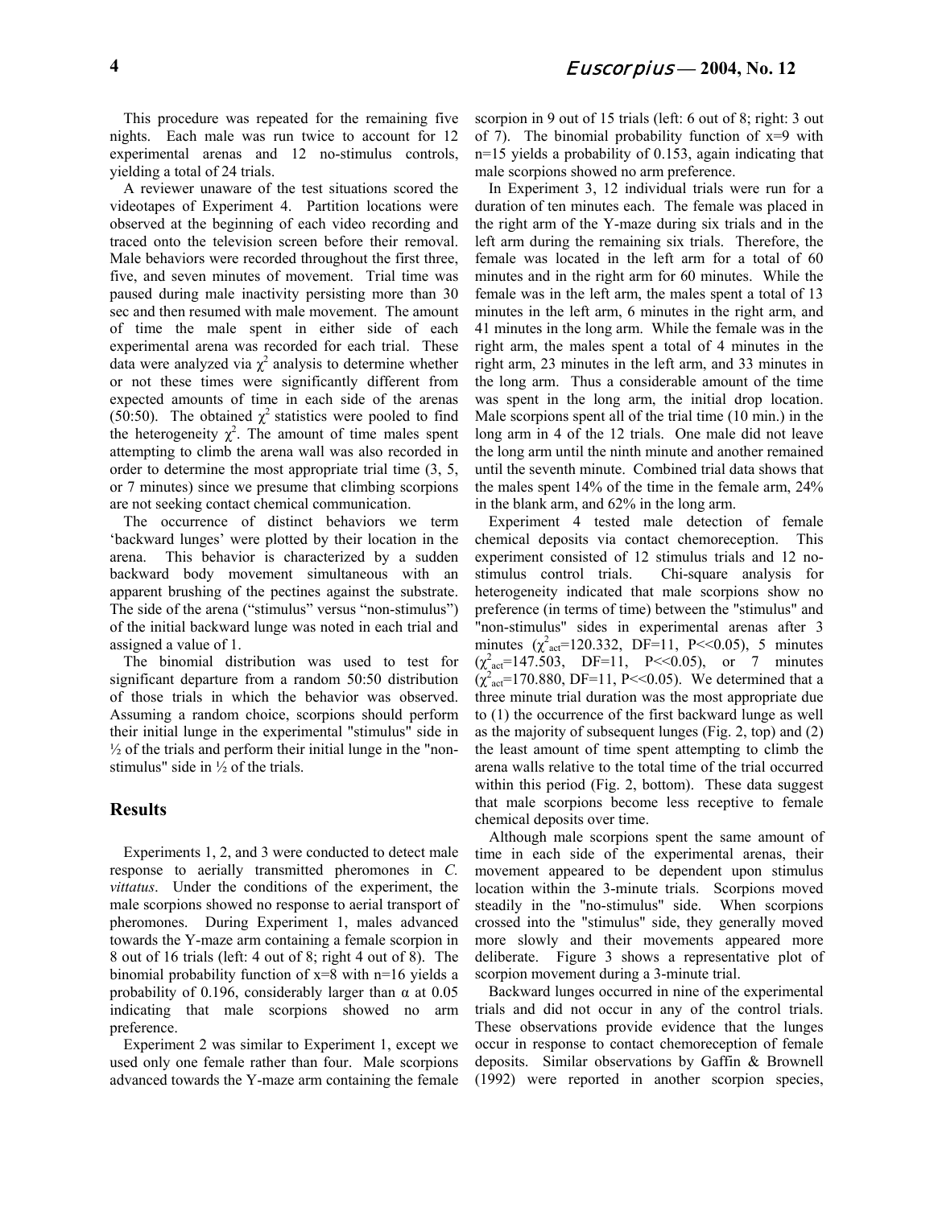This procedure was repeated for the remaining five nights. Each male was run twice to account for 12 experimental arenas and 12 no-stimulus controls, yielding a total of 24 trials.

A reviewer unaware of the test situations scored the videotapes of Experiment 4. Partition locations were observed at the beginning of each video recording and traced onto the television screen before their removal. Male behaviors were recorded throughout the first three, five, and seven minutes of movement. Trial time was paused during male inactivity persisting more than 30 sec and then resumed with male movement. The amount of time the male spent in either side of each experimental arena was recorded for each trial. These data were analyzed via $\chi^2$ analysis to determine whether or not these times were significantly different from expected amounts of time in each side of the arenas (50:50). The obtained $\chi^2$ statistics were pooled to find the heterogeneity $\chi^2$. The amount of time males spent attempting to climb the arena wall was also recorded in order to determine the most appropriate trial time (3, 5, or 7 minutes) since we presume that climbing scorpions are not seeking contact chemical communication.

The occurrence of distinct behaviors we term 'backward lunges' were plotted by their location in the arena. This behavior is characterized by a sudden backward body movement simultaneous with an apparent brushing of the pectines against the substrate. The side of the arena ("stimulus" versus "non-stimulus") of the initial backward lunge was noted in each trial and assigned a value of 1.

The binomial distribution was used to test for significant departure from a random 50:50 distribution of those trials in which the behavior was observed. Assuming a random choice, scorpions should perform their initial lunge in the experimental "stimulus" side in ½ of the trials and perform their initial lunge in the "non-stimulus" side in ½ of the trials.

## Results

Experiments 1, 2, and 3 were conducted to detect male response to aerially transmitted pheromones in *C. vittatus*. Under the conditions of the experiment, the male scorpions showed no response to aerial transport of pheromones. During Experiment 1, males advanced towards the Y-maze arm containing a female scorpion in 8 out of 16 trials (left: 4 out of 8; right 4 out of 8). The binomial probability function of x=8 with n=16 yields a probability of 0.196, considerably larger than $\alpha$ at 0.05 indicating that male scorpions showed no arm preference.

Experiment 2 was similar to Experiment 1, except we used only one female rather than four. Male scorpions advanced towards the Y-maze arm containing the female scorpion in 9 out of 15 trials (left: 6 out of 8; right: 3 out of 7). The binomial probability function of x=9 with n=15 yields a probability of 0.153, again indicating that male scorpions showed no arm preference.

In Experiment 3, 12 individual trials were run for a duration of ten minutes each. The female was placed in the right arm of the Y-maze during six trials and in the left arm during the remaining six trials. Therefore, the female was located in the left arm for a total of 60 minutes and in the right arm for 60 minutes. While the female was in the left arm, the males spent a total of 13 minutes in the left arm, 6 minutes in the right arm, and 41 minutes in the long arm. While the female was in the right arm, the males spent a total of 4 minutes in the right arm, 23 minutes in the left arm, and 33 minutes in the long arm. Thus a considerable amount of the time was spent in the long arm, the initial drop location. Male scorpions spent all of the trial time (10 min.) in the long arm in 4 of the 12 trials. One male did not leave the long arm until the ninth minute and another remained until the seventh minute. Combined trial data shows that the males spent 14% of the time in the female arm, 24% in the blank arm, and 62% in the long arm.

Experiment 4 tested male detection of female chemical deposits via contact chemoreception. This experiment consisted of 12 stimulus trials and 12 no-stimulus control trials. Chi-square analysis for heterogeneity indicated that male scorpions show no preference (in terms of time) between the "stimulus" and "non-stimulus" sides in experimental arenas after 3 minutes ($\chi^2_{act}$=120.332, DF=11, P<<0.05), 5 minutes ($\chi^2_{act}$=147.503, DF=11, P<<0.05), or 7 minutes ($\chi^2_{act}$=170.880, DF=11, P<<0.05). We determined that a three minute trial duration was the most appropriate due to (1) the occurrence of the first backward lunge as well as the majority of subsequent lunges (Fig. 2, top) and (2) the least amount of time spent attempting to climb the arena walls relative to the total time of the trial occurred within this period (Fig. 2, bottom). These data suggest that male scorpions become less receptive to female chemical deposits over time.

Although male scorpions spent the same amount of time in each side of the experimental arenas, their movement appeared to be dependent upon stimulus location within the 3-minute trials. Scorpions moved steadily in the "no-stimulus" side. When scorpions crossed into the "stimulus" side, they generally moved more slowly and their movements appeared more deliberate. Figure 3 shows a representative plot of scorpion movement during a 3-minute trial.

Backward lunges occurred in nine of the experimental trials and did not occur in any of the control trials. These observations provide evidence that the lunges occur in response to contact chemoreception of female deposits. Similar observations by Gaffin & Brownell (1992) were reported in another scorpion species,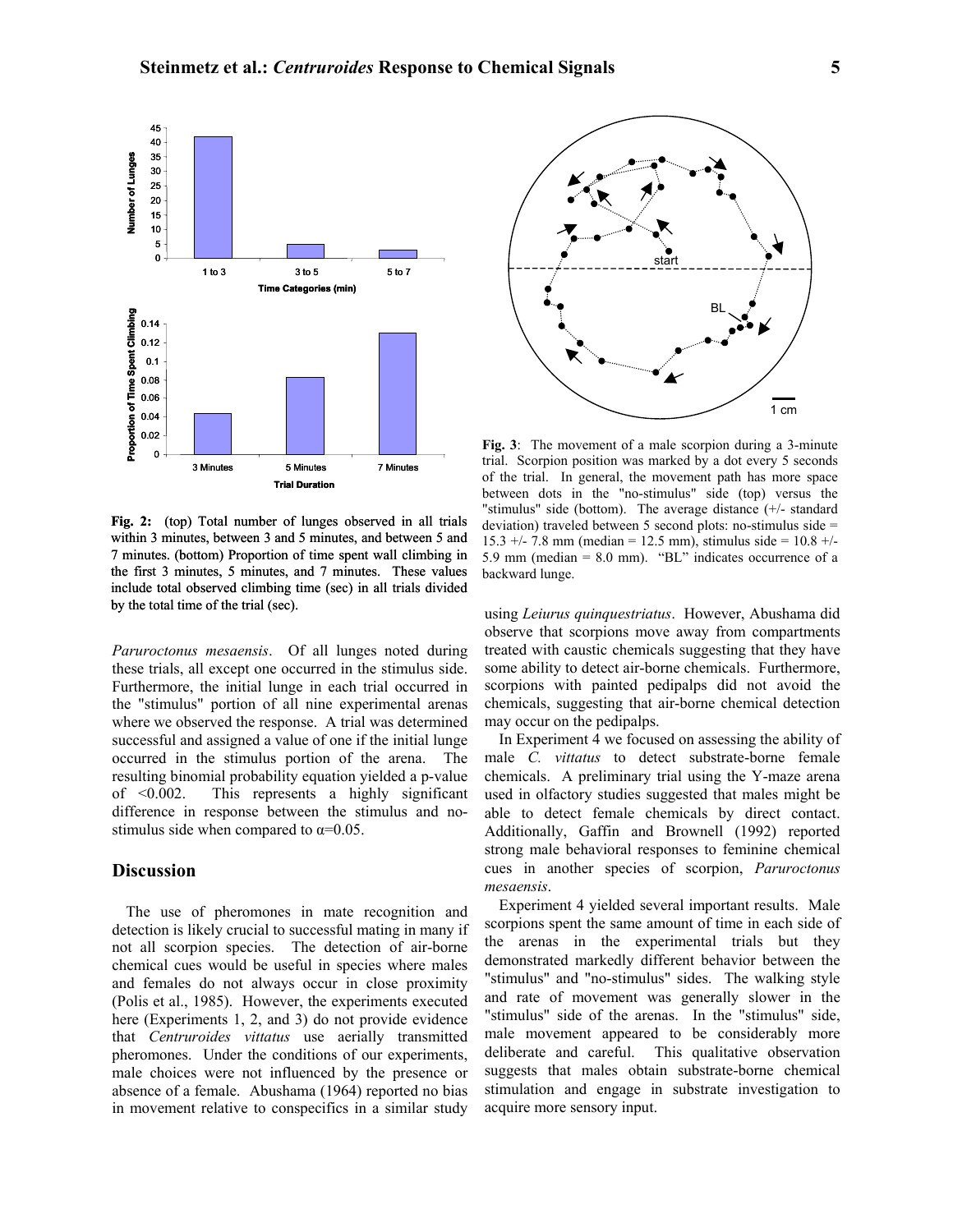Fig. 2: (top) Total number of lunges observed in all trials within 3 minutes, between 3 and 5 minutes, and between 5 and 7 minutes. (bottom) Proportion of time spent wall climbing in the first 3 minutes, 5 minutes, and 7 minutes. These values include total observed climbing time (sec) in all trials divided by the total time of the trial (sec).

Fig. 3: The movement of a male scorpion during a 3-minute trial. Scorpion position was marked by a dot every 5 seconds of the trial. In general, the movement path has more space between dots in the "no-stimulus" side (top) versus the "stimulus" side (bottom). The average distance (+/- standard deviation) traveled between 5 second plots: no-stimulus side = 15.3 +/- 7.8 mm (median = 12.5 mm), stimulus side = 10.8 +/- 5.9 mm (median = 8.0 mm). "BL" indicates occurrence of a backward lunge.

*Paruroctonus mesaensis*. Of all lunges noted during these trials, all except one occurred in the stimulus side. Furthermore, the initial lunge in each trial occurred in the "stimulus" portion of all nine experimental arenas where we observed the response. A trial was determined successful and assigned a value of one if the initial lunge occurred in the stimulus portion of the arena. The resulting binomial probability equation yielded a p-value of $<0.002$. This represents a highly significant difference in response between the stimulus and no-stimulus side when compared to $\alpha=0.05$.

## Discussion

The use of pheromones in mate recognition and detection is likely crucial to successful mating in many if not all scorpion species. The detection of air-borne chemical cues would be useful in species where males and females do not always occur in close proximity (Polis et al., 1985). However, the experiments executed here (Experiments 1, 2, and 3) do not provide evidence that *Centruroides vittatus* use aerially transmitted pheromones. Under the conditions of our experiments, male choices were not influenced by the presence or absence of a female. Abushama (1964) reported no bias in movement relative to conspecifics in a similar study using *Leiurus quinquestriatus*. However, Abushama did observe that scorpions move away from compartments treated with caustic chemicals suggesting that they have some ability to detect air-borne chemicals. Furthermore, scorpions with painted pedipalps did not avoid the chemicals, suggesting that air-borne chemical detection may occur on the pedipalps.

In Experiment 4 we focused on assessing the ability of male *C. vittatus* to detect substrate-borne female chemicals. A preliminary trial using the Y-maze arena used in olfactory studies suggested that males might be able to detect female chemicals by direct contact. Additionally, Gaffin and Brownell (1992) reported strong male behavioral responses to feminine chemical cues in another species of scorpion, *Paruroctonus mesaensis*.

Experiment 4 yielded several important results. Male scorpions spent the same amount of time in each side of the arenas in the experimental trials but they demonstrated markedly different behavior between the "stimulus" and "no-stimulus" sides. The walking style and rate of movement was generally slower in the "stimulus" side of the arenas. In the "stimulus" side, male movement appeared to be considerably more deliberate and careful. This qualitative observation suggests that males obtain substrate-borne chemical stimulation and engage in substrate investigation to acquire more sensory input.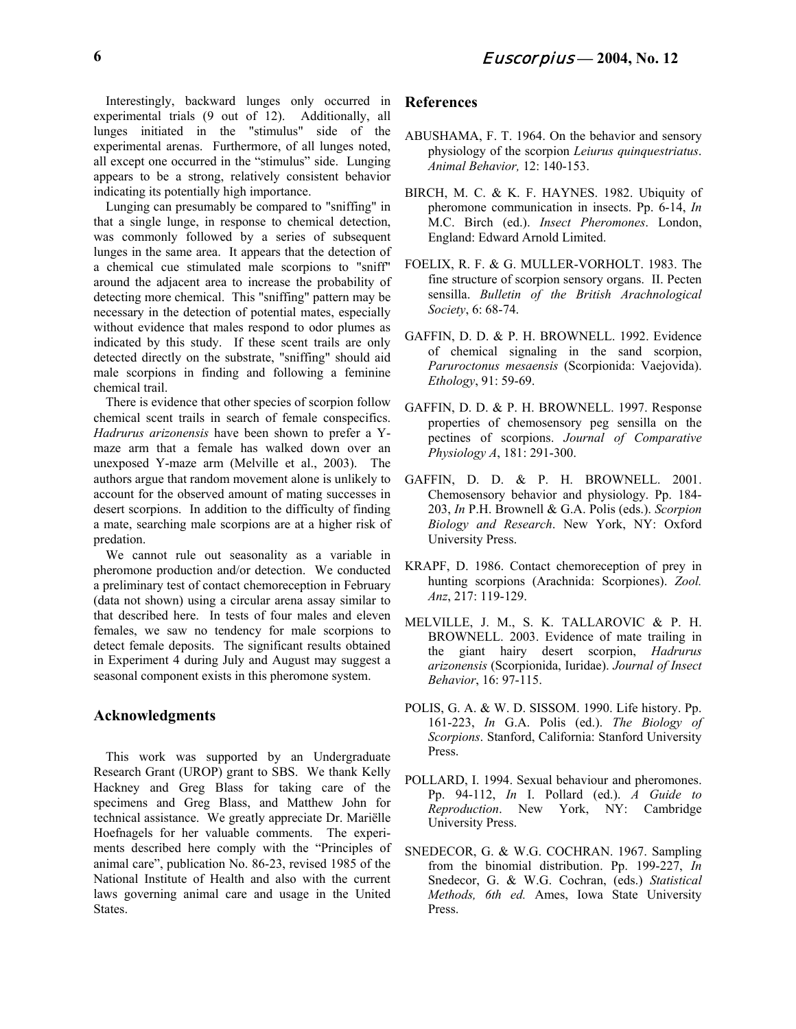Interestingly, backward lunges only occurred in experimental trials (9 out of 12). Additionally, all lunges initiated in the "stimulus" side of the experimental arenas. Furthermore, of all lunges noted, all except one occurred in the "stimulus" side. Lunging appears to be a strong, relatively consistent behavior indicating its potentially high importance.

Lunging can presumably be compared to "sniffing" in that a single lunge, in response to chemical detection, was commonly followed by a series of subsequent lunges in the same area. It appears that the detection of a chemical cue stimulated male scorpions to "sniff" around the adjacent area to increase the probability of detecting more chemical. This "sniffing" pattern may be necessary in the detection of potential mates, especially without evidence that males respond to odor plumes as indicated by this study. If these scent trails are only detected directly on the substrate, "sniffing" should aid male scorpions in finding and following a feminine chemical trail.

There is evidence that other species of scorpion follow chemical scent trails in search of female conspecifics. *Hadrurus arizonensis* have been shown to prefer a Y-maze arm that a female has walked down over an unexposed Y-maze arm (Melville et al., 2003). The authors argue that random movement alone is unlikely to account for the observed amount of mating successes in desert scorpions. In addition to the difficulty of finding a mate, searching male scorpions are at a higher risk of predation.

We cannot rule out seasonality as a variable in pheromone production and/or detection. We conducted a preliminary test of contact chemoreception in February (data not shown) using a circular arena assay similar to that described here. In tests of four males and eleven females, we saw no tendency for male scorpions to detect female deposits. The significant results obtained in Experiment 4 during July and August may suggest a seasonal component exists in this pheromone system.

## Acknowledgments

This work was supported by an Undergraduate Research Grant (UROP) grant to SBS. We thank Kelly Hackney and Greg Blass for taking care of the specimens and Greg Blass, and Matthew John for technical assistance. We greatly appreciate Dr. Mariëlle Hoefnagels for her valuable comments. The experiments described here comply with the "Principles of animal care", publication No. 86-23, revised 1985 of the National Institute of Health and also with the current laws governing animal care and usage in the United States.

## References

ABUSHAMA, F. T. 1964. On the behavior and sensory physiology of the scorpion *Leiurus quinquestriatus*. *Animal Behavior,* 12: 140-153.

BIRCH, M. C. & K. F. HAYNES. 1982. Ubiquity of pheromone communication in insects. Pp. 6-14, *In* M.C. Birch (ed.). *Insect Pheromones*. London, England: Edward Arnold Limited.

FOELIX, R. F. & G. MULLER-VORHOLT. 1983. The fine structure of scorpion sensory organs. II. Pecten sensilla. *Bulletin of the British Arachnological Society*, 6: 68-74.

GAFFIN, D. D. & P. H. BROWNELL. 1992. Evidence of chemical signaling in the sand scorpion, *Paruroctonus mesaensis* (Scorpionida: Vaejovida). *Ethology*, 91: 59-69.

GAFFIN, D. D. & P. H. BROWNELL. 1997. Response properties of chemosensory peg sensilla on the pectines of scorpions. *Journal of Comparative Physiology A*, 181: 291-300.

GAFFIN, D. D. & P. H. BROWNELL. 2001. Chemosensory behavior and physiology. Pp. 184-203, *In* P.H. Brownell & G.A. Polis (eds.). *Scorpion Biology and Research*. New York, NY: Oxford University Press.

KRAPF, D. 1986. Contact chemoreception of prey in hunting scorpions (Arachnida: Scorpiones). *Zool. Anz*, 217: 119-129.

MELVILLE, J. M., S. K. TALLAROVIC & P. H. BROWNELL. 2003. Evidence of mate trailing in the giant hairy desert scorpion, *Hadrurus arizonensis* (Scorpionida, Iuridae). *Journal of Insect Behavior*, 16: 97-115.

POLIS, G. A. & W. D. SISSOM. 1990. Life history. Pp. 161-223, *In* G.A. Polis (ed.). *The Biology of Scorpions*. Stanford, California: Stanford University Press.

POLLARD, I. 1994. Sexual behaviour and pheromones. Pp. 94-112, *In* I. Pollard (ed.). *A Guide to Reproduction*. New York, NY: Cambridge University Press.

SNEDECOR, G. & W.G. COCHRAN. 1967. Sampling from the binomial distribution. Pp. 199-227, *In* Snedecor, G. & W.G. Cochran, (eds.) *Statistical Methods, 6th ed.* Ames, Iowa State University Press.